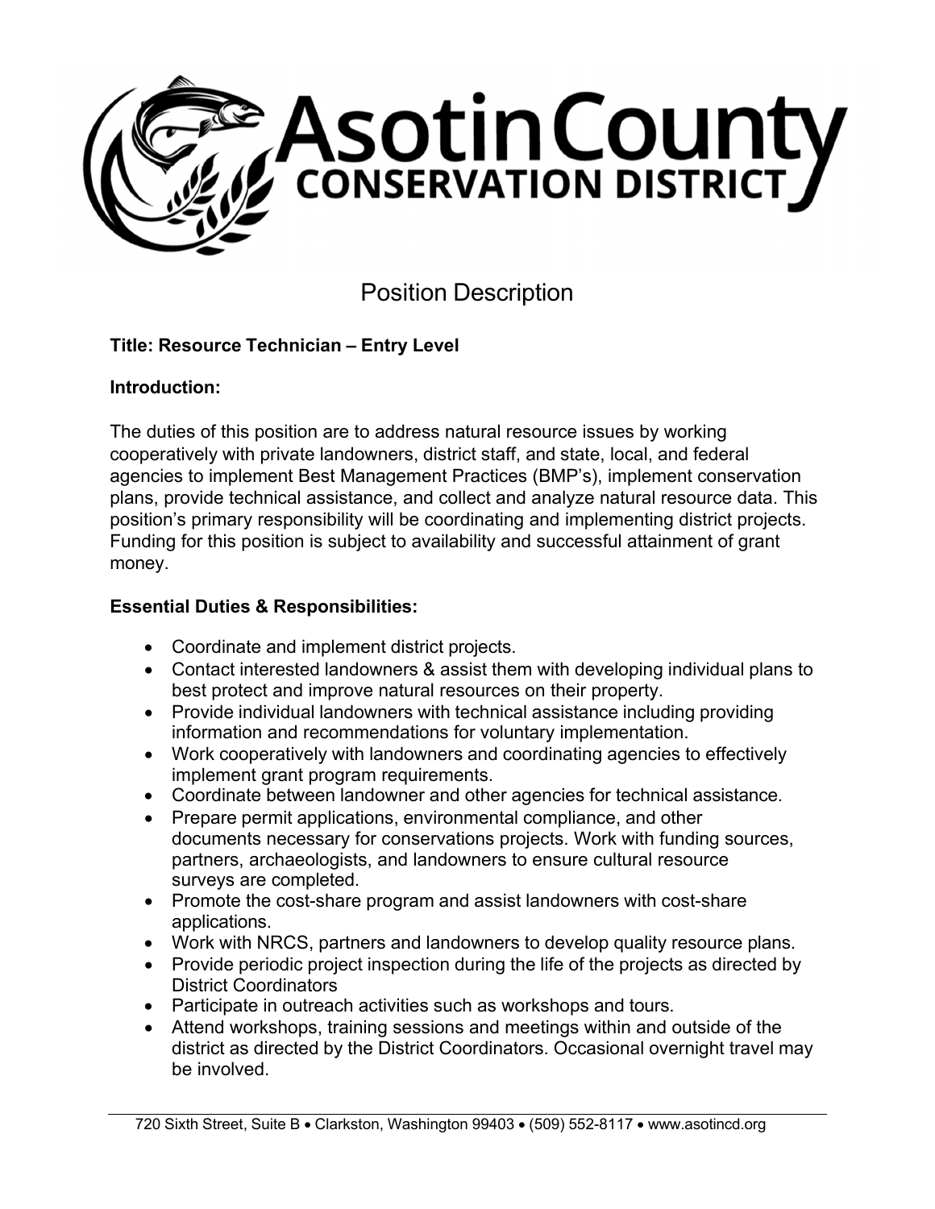# Asotin County Conservation District

## Position Description

**Title: Resource Technician – Entry Level**

**Introduction:**

The duties of this position are to address natural resource issues by working cooperatively with private landowners, district staff, and state, local, and federal agencies to implement Best Management Practices (BMP's), implement conservation plans, provide technical assistance, and collect and analyze natural resource data. This position's primary responsibility will be coordinating and implementing district projects. Funding for this position is subject to availability and successful attainment of grant money.

**Essential Duties & Responsibilities:**

- Coordinate and implement district projects.
- Contact interested landowners & assist them with developing individual plans to best protect and improve natural resources on their property.
- Provide individual landowners with technical assistance including providing information and recommendations for voluntary implementation.
- Work cooperatively with landowners and coordinating agencies to effectively implement grant program requirements.
- Coordinate between landowner and other agencies for technical assistance.
- Prepare permit applications, environmental compliance, and other documents necessary for conservations projects. Work with funding sources, partners, archaeologists, and landowners to ensure cultural resource surveys are completed.
- Promote the cost-share program and assist landowners with cost-share applications.
- Work with NRCS, partners and landowners to develop quality resource plans.
- Provide periodic project inspection during the life of the projects as directed by District Coordinators
- Participate in outreach activities such as workshops and tours.
- Attend workshops, training sessions and meetings within and outside of the district as directed by the District Coordinators. Occasional overnight travel may be involved.

720 Sixth Street, Suite B • Clarkston, Washington 99403 • (509) 552-8117 • www.asotincd.org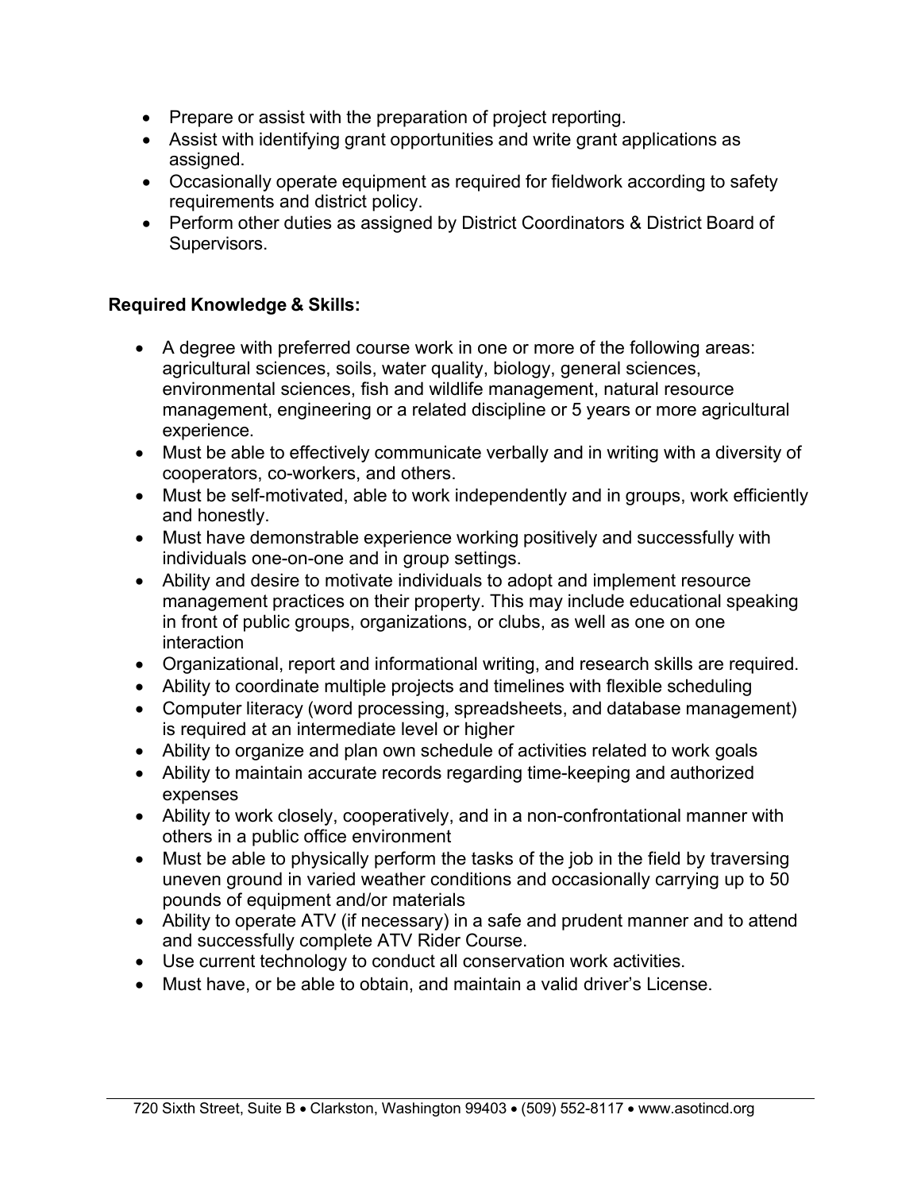- Prepare or assist with the preparation of project reporting.
- Assist with identifying grant opportunities and write grant applications as assigned.
- Occasionally operate equipment as required for fieldwork according to safety requirements and district policy.
- Perform other duties as assigned by District Coordinators & District Board of Supervisors.

**Required Knowledge & Skills:**

- A degree with preferred course work in one or more of the following areas: agricultural sciences, soils, water quality, biology, general sciences, environmental sciences, fish and wildlife management, natural resource management, engineering or a related discipline or 5 years or more agricultural experience.
- Must be able to effectively communicate verbally and in writing with a diversity of cooperators, co-workers, and others.
- Must be self-motivated, able to work independently and in groups, work efficiently and honestly.
- Must have demonstrable experience working positively and successfully with individuals one-on-one and in group settings.
- Ability and desire to motivate individuals to adopt and implement resource management practices on their property. This may include educational speaking in front of public groups, organizations, or clubs, as well as one on one interaction
- Organizational, report and informational writing, and research skills are required.
- Ability to coordinate multiple projects and timelines with flexible scheduling
- Computer literacy (word processing, spreadsheets, and database management) is required at an intermediate level or higher
- Ability to organize and plan own schedule of activities related to work goals
- Ability to maintain accurate records regarding time-keeping and authorized expenses
- Ability to work closely, cooperatively, and in a non-confrontational manner with others in a public office environment
- Must be able to physically perform the tasks of the job in the field by traversing uneven ground in varied weather conditions and occasionally carrying up to 50 pounds of equipment and/or materials
- Ability to operate ATV (if necessary) in a safe and prudent manner and to attend and successfully complete ATV Rider Course.
- Use current technology to conduct all conservation work activities.
- Must have, or be able to obtain, and maintain a valid driver's License.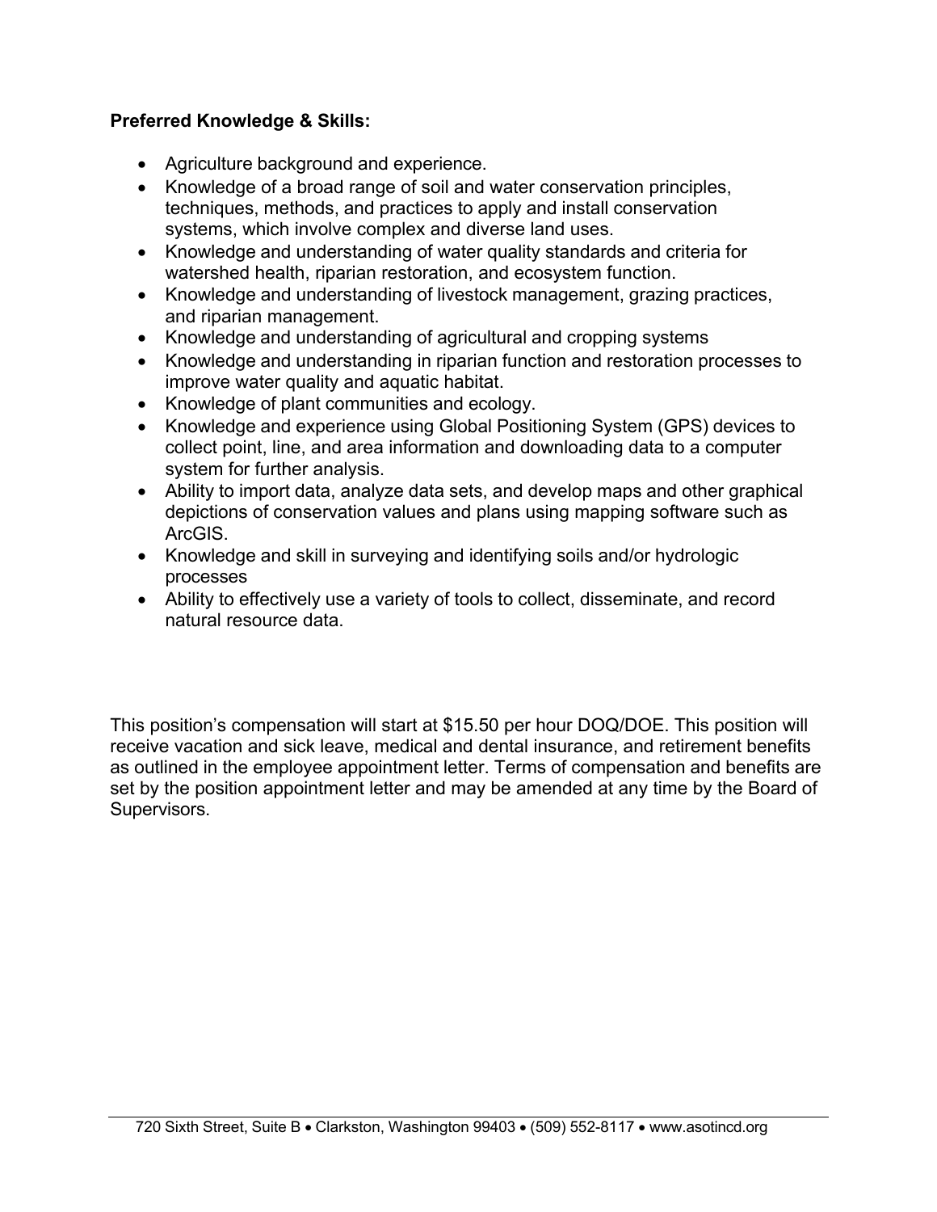**Preferred Knowledge & Skills:**

- Agriculture background and experience.
- Knowledge of a broad range of soil and water conservation principles, techniques, methods, and practices to apply and install conservation systems, which involve complex and diverse land uses.
- Knowledge and understanding of water quality standards and criteria for watershed health, riparian restoration, and ecosystem function.
- Knowledge and understanding of livestock management, grazing practices, and riparian management.
- Knowledge and understanding of agricultural and cropping systems
- Knowledge and understanding in riparian function and restoration processes to improve water quality and aquatic habitat.
- Knowledge of plant communities and ecology.
- Knowledge and experience using Global Positioning System (GPS) devices to collect point, line, and area information and downloading data to a computer system for further analysis.
- Ability to import data, analyze data sets, and develop maps and other graphical depictions of conservation values and plans using mapping software such as ArcGIS.
- Knowledge and skill in surveying and identifying soils and/or hydrologic processes
- Ability to effectively use a variety of tools to collect, disseminate, and record natural resource data.

This position's compensation will start at $15.50 per hour DOQ/DOE. This position will receive vacation and sick leave, medical and dental insurance, and retirement benefits as outlined in the employee appointment letter. Terms of compensation and benefits are set by the position appointment letter and may be amended at any time by the Board of Supervisors.